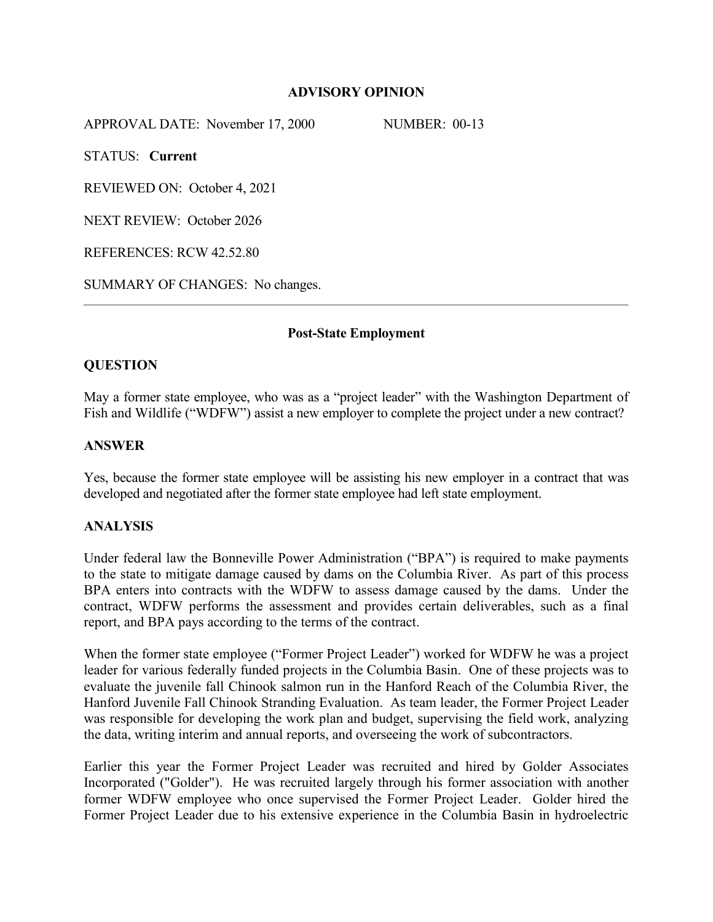# ADVISORY OPINION

APPROVAL DATE: November 17, 2000 NUMBER: 00-13

STATUS: **Current**

REVIEWED ON: October 4, 2021

NEXT REVIEW: October 2026

REFERENCES: RCW 42.52.80

SUMMARY OF CHANGES: No changes.

---

## Post-State Employment

### QUESTION

May a former state employee, who was as a "project leader" with the Washington Department of Fish and Wildlife ("WDFW") assist a new employer to complete the project under a new contract?

### ANSWER

Yes, because the former state employee will be assisting his new employer in a contract that was developed and negotiated after the former state employee had left state employment.

### ANALYSIS

Under federal law the Bonneville Power Administration ("BPA") is required to make payments to the state to mitigate damage caused by dams on the Columbia River. As part of this process BPA enters into contracts with the WDFW to assess damage caused by the dams. Under the contract, WDFW performs the assessment and provides certain deliverables, such as a final report, and BPA pays according to the terms of the contract.

When the former state employee ("Former Project Leader") worked for WDFW he was a project leader for various federally funded projects in the Columbia Basin. One of these projects was to evaluate the juvenile fall Chinook salmon run in the Hanford Reach of the Columbia River, the Hanford Juvenile Fall Chinook Stranding Evaluation. As team leader, the Former Project Leader was responsible for developing the work plan and budget, supervising the field work, analyzing the data, writing interim and annual reports, and overseeing the work of subcontractors.

Earlier this year the Former Project Leader was recruited and hired by Golder Associates Incorporated ("Golder"). He was recruited largely through his former association with another former WDFW employee who once supervised the Former Project Leader. Golder hired the Former Project Leader due to his extensive experience in the Columbia Basin in hydroelectric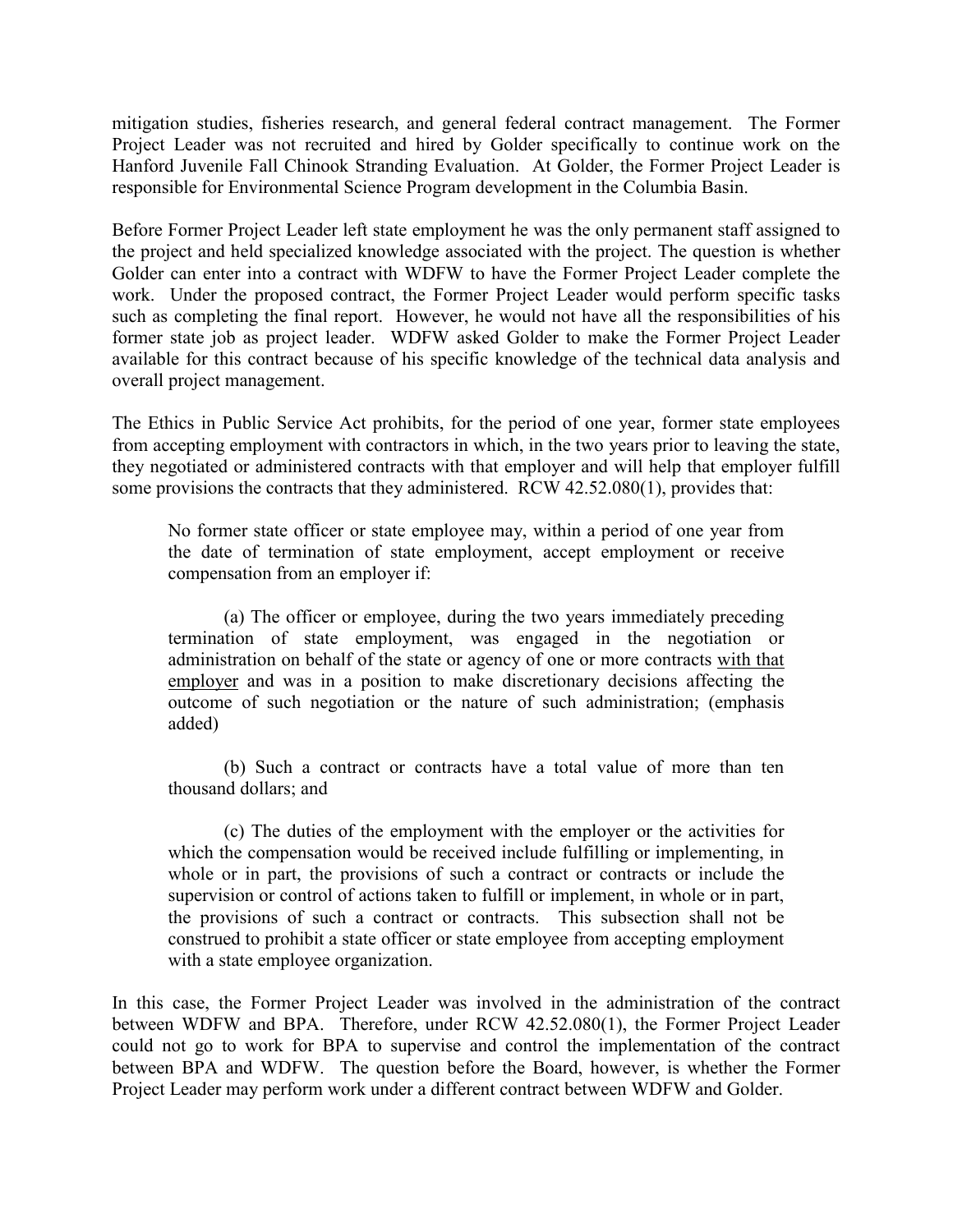mitigation studies, fisheries research, and general federal contract management. The Former Project Leader was not recruited and hired by Golder specifically to continue work on the Hanford Juvenile Fall Chinook Stranding Evaluation. At Golder, the Former Project Leader is responsible for Environmental Science Program development in the Columbia Basin.

Before Former Project Leader left state employment he was the only permanent staff assigned to the project and held specialized knowledge associated with the project. The question is whether Golder can enter into a contract with WDFW to have the Former Project Leader complete the work. Under the proposed contract, the Former Project Leader would perform specific tasks such as completing the final report. However, he would not have all the responsibilities of his former state job as project leader. WDFW asked Golder to make the Former Project Leader available for this contract because of his specific knowledge of the technical data analysis and overall project management.

The Ethics in Public Service Act prohibits, for the period of one year, former state employees from accepting employment with contractors in which, in the two years prior to leaving the state, they negotiated or administered contracts with that employer and will help that employer fulfill some provisions the contracts that they administered. RCW 42.52.080(1), provides that:

> No former state officer or state employee may, within a period of one year from the date of termination of state employment, accept employment or receive compensation from an employer if:
>
> (a) The officer or employee, during the two years immediately preceding termination of state employment, was engaged in the negotiation or administration on behalf of the state or agency of one or more contracts <u>with that employer</u> and was in a position to make discretionary decisions affecting the outcome of such negotiation or the nature of such administration; (emphasis added)
>
> (b) Such a contract or contracts have a total value of more than ten thousand dollars; and
>
> (c) The duties of the employment with the employer or the activities for which the compensation would be received include fulfilling or implementing, in whole or in part, the provisions of such a contract or contracts or include the supervision or control of actions taken to fulfill or implement, in whole or in part, the provisions of such a contract or contracts. This subsection shall not be construed to prohibit a state officer or state employee from accepting employment with a state employee organization.

In this case, the Former Project Leader was involved in the administration of the contract between WDFW and BPA. Therefore, under RCW 42.52.080(1), the Former Project Leader could not go to work for BPA to supervise and control the implementation of the contract between BPA and WDFW. The question before the Board, however, is whether the Former Project Leader may perform work under a different contract between WDFW and Golder.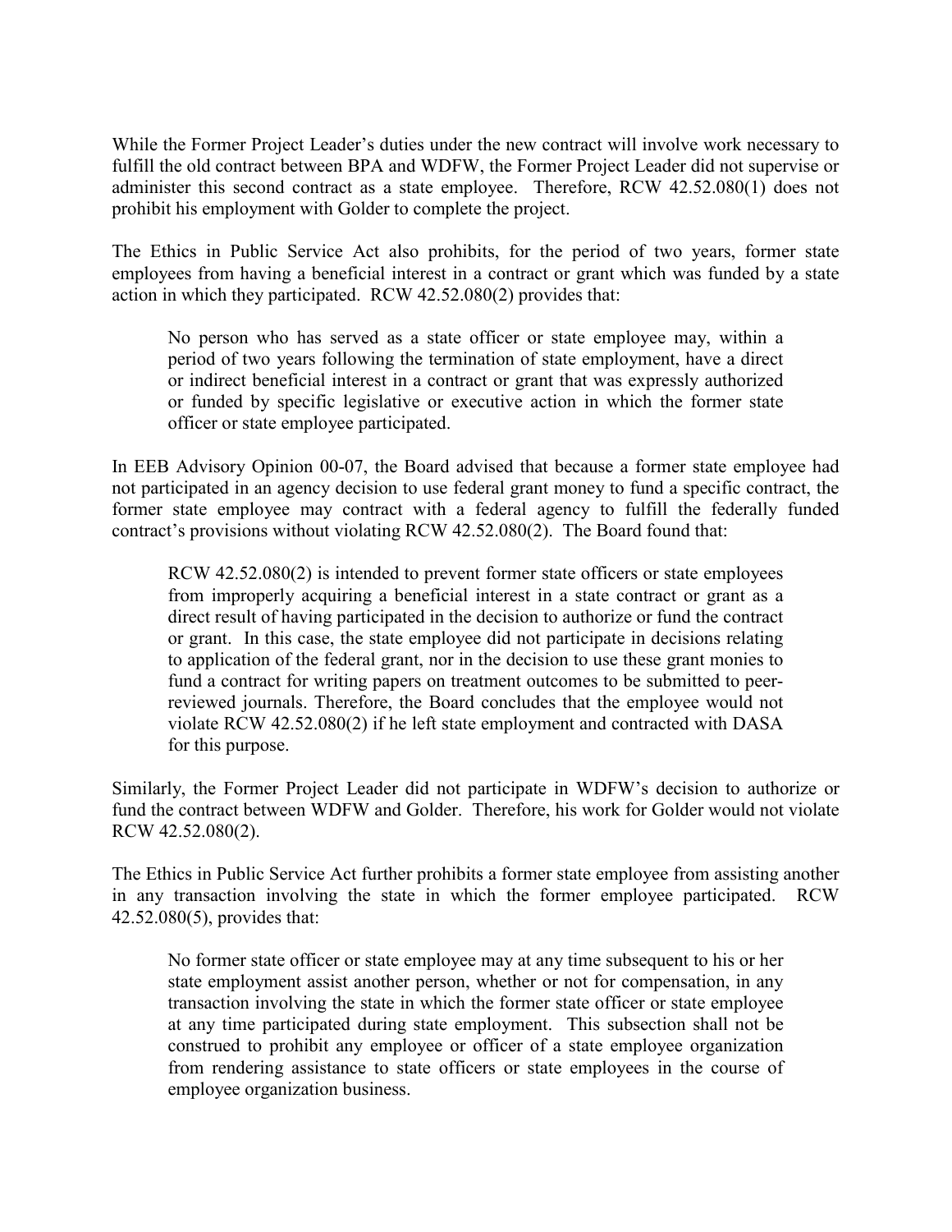While the Former Project Leader's duties under the new contract will involve work necessary to fulfill the old contract between BPA and WDFW, the Former Project Leader did not supervise or administer this second contract as a state employee. Therefore, RCW 42.52.080(1) does not prohibit his employment with Golder to complete the project.

The Ethics in Public Service Act also prohibits, for the period of two years, former state employees from having a beneficial interest in a contract or grant which was funded by a state action in which they participated. RCW 42.52.080(2) provides that:

> No person who has served as a state officer or state employee may, within a period of two years following the termination of state employment, have a direct or indirect beneficial interest in a contract or grant that was expressly authorized or funded by specific legislative or executive action in which the former state officer or state employee participated.

In EEB Advisory Opinion 00-07, the Board advised that because a former state employee had not participated in an agency decision to use federal grant money to fund a specific contract, the former state employee may contract with a federal agency to fulfill the federally funded contract's provisions without violating RCW 42.52.080(2). The Board found that:

> RCW 42.52.080(2) is intended to prevent former state officers or state employees from improperly acquiring a beneficial interest in a state contract or grant as a direct result of having participated in the decision to authorize or fund the contract or grant. In this case, the state employee did not participate in decisions relating to application of the federal grant, nor in the decision to use these grant monies to fund a contract for writing papers on treatment outcomes to be submitted to peer-reviewed journals. Therefore, the Board concludes that the employee would not violate RCW 42.52.080(2) if he left state employment and contracted with DASA for this purpose.

Similarly, the Former Project Leader did not participate in WDFW's decision to authorize or fund the contract between WDFW and Golder. Therefore, his work for Golder would not violate RCW 42.52.080(2).

The Ethics in Public Service Act further prohibits a former state employee from assisting another in any transaction involving the state in which the former employee participated. RCW 42.52.080(5), provides that:

> No former state officer or state employee may at any time subsequent to his or her state employment assist another person, whether or not for compensation, in any transaction involving the state in which the former state officer or state employee at any time participated during state employment. This subsection shall not be construed to prohibit any employee or officer of a state employee organization from rendering assistance to state officers or state employees in the course of employee organization business.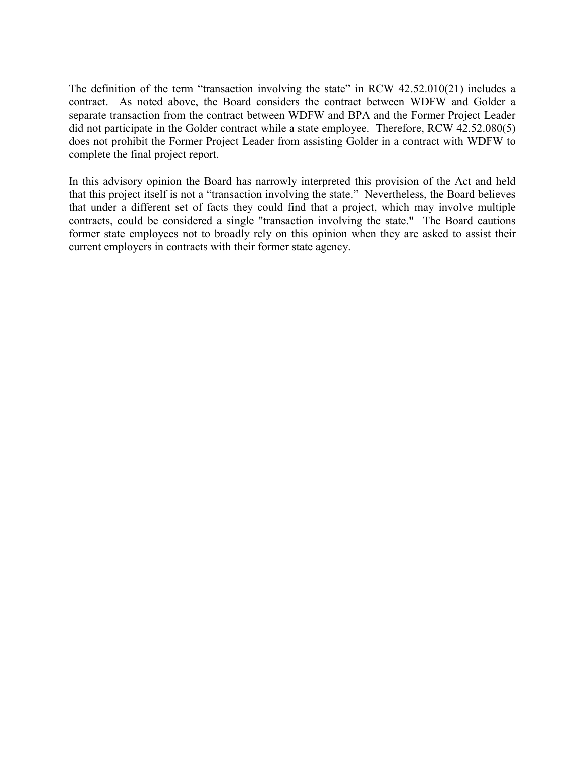The definition of the term "transaction involving the state" in RCW 42.52.010(21) includes a contract. As noted above, the Board considers the contract between WDFW and Golder a separate transaction from the contract between WDFW and BPA and the Former Project Leader did not participate in the Golder contract while a state employee. Therefore, RCW 42.52.080(5) does not prohibit the Former Project Leader from assisting Golder in a contract with WDFW to complete the final project report.

In this advisory opinion the Board has narrowly interpreted this provision of the Act and held that this project itself is not a "transaction involving the state." Nevertheless, the Board believes that under a different set of facts they could find that a project, which may involve multiple contracts, could be considered a single "transaction involving the state." The Board cautions former state employees not to broadly rely on this opinion when they are asked to assist their current employers in contracts with their former state agency.